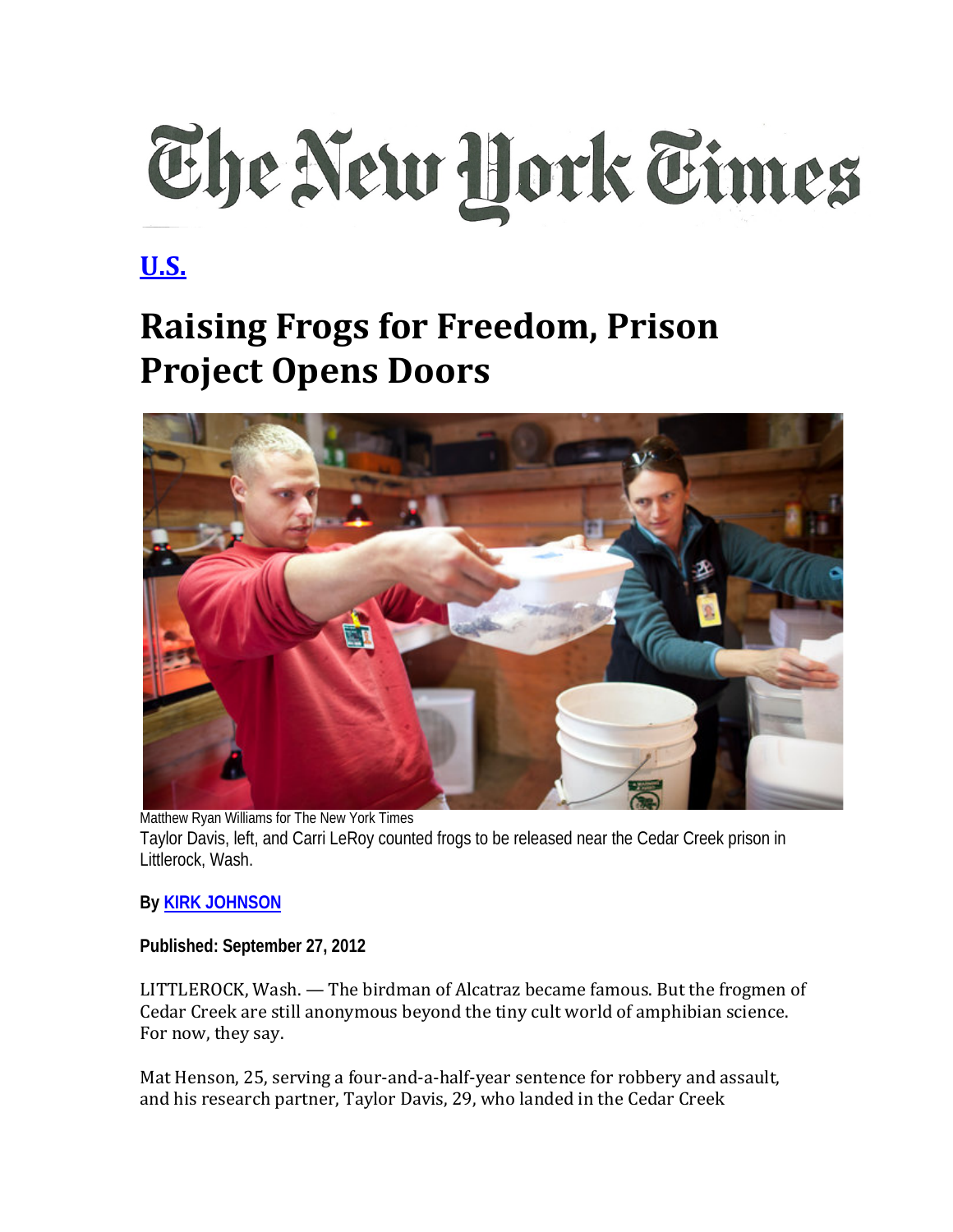The New York Times

**[U.S.](#)**

# Raising Frogs for Freedom, Prison Project Opens Doors

Matthew Ryan Williams for The New York Times

Taylor Davis, left, and Carri LeRoy counted frogs to be released near the Cedar Creek prison in Littlerock, Wash.

**By [KIRK JOHNSON](#)**

**Published: September 27, 2012**

LITTLEROCK, Wash. — The birdman of Alcatraz became famous. But the frogmen of Cedar Creek are still anonymous beyond the tiny cult world of amphibian science. For now, they say.

Mat Henson, 25, serving a four-and-a-half-year sentence for robbery and assault, and his research partner, Taylor Davis, 29, who landed in the Cedar Creek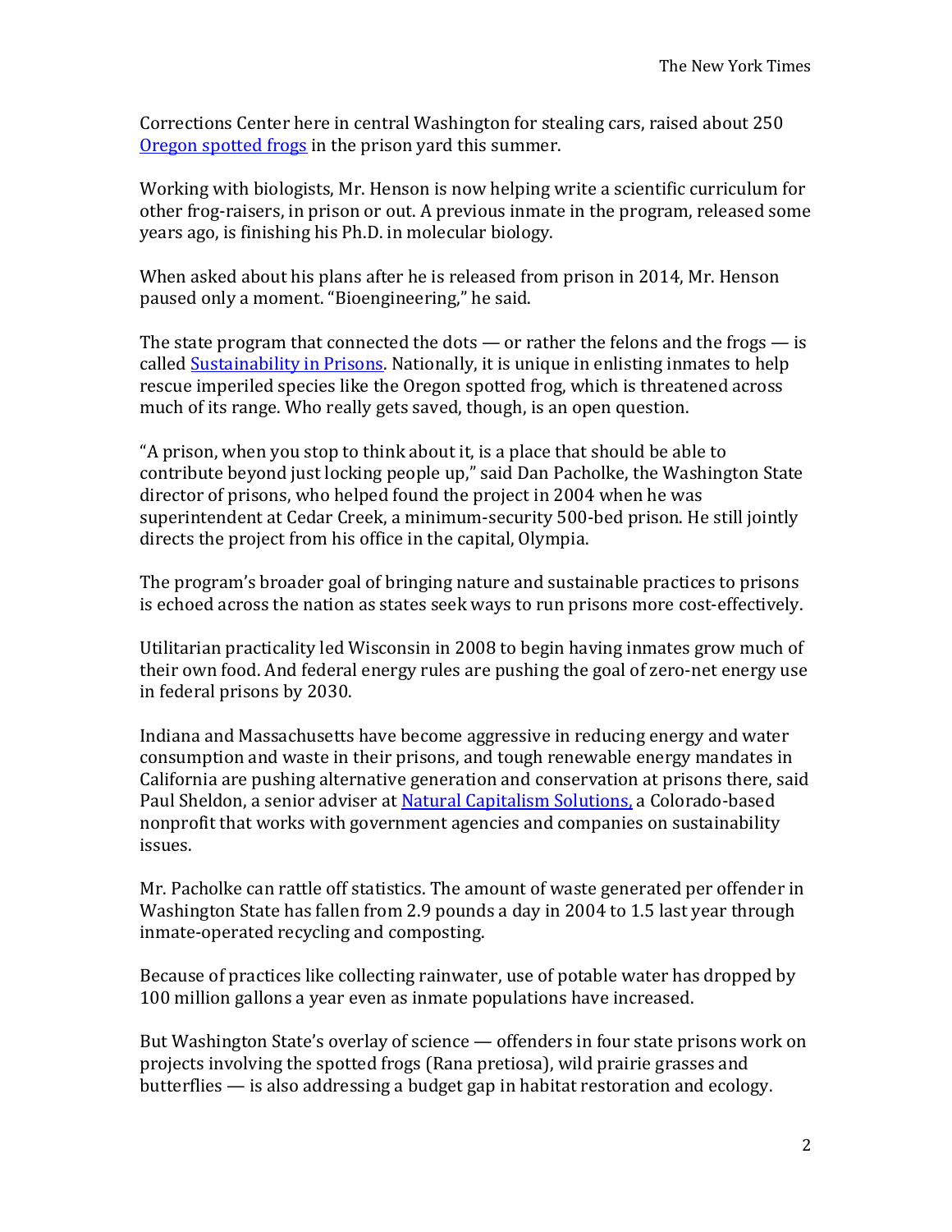Corrections Center here in central Washington for stealing cars, raised about 250 [Oregon spotted frogs](#) in the prison yard this summer.

Working with biologists, Mr. Henson is now helping write a scientific curriculum for other frog-raisers, in prison or out. A previous inmate in the program, released some years ago, is finishing his Ph.D. in molecular biology.

When asked about his plans after he is released from prison in 2014, Mr. Henson paused only a moment. "Bioengineering," he said.

The state program that connected the dots — or rather the felons and the frogs — is called [Sustainability in Prisons](#). Nationally, it is unique in enlisting inmates to help rescue imperiled species like the Oregon spotted frog, which is threatened across much of its range. Who really gets saved, though, is an open question.

"A prison, when you stop to think about it, is a place that should be able to contribute beyond just locking people up," said Dan Pacholke, the Washington State director of prisons, who helped found the project in 2004 when he was superintendent at Cedar Creek, a minimum-security 500-bed prison. He still jointly directs the project from his office in the capital, Olympia.

The program's broader goal of bringing nature and sustainable practices to prisons is echoed across the nation as states seek ways to run prisons more cost-effectively.

Utilitarian practicality led Wisconsin in 2008 to begin having inmates grow much of their own food. And federal energy rules are pushing the goal of zero-net energy use in federal prisons by 2030.

Indiana and Massachusetts have become aggressive in reducing energy and water consumption and waste in their prisons, and tough renewable energy mandates in California are pushing alternative generation and conservation at prisons there, said Paul Sheldon, a senior adviser at [Natural Capitalism Solutions,](#) a Colorado-based nonprofit that works with government agencies and companies on sustainability issues.

Mr. Pacholke can rattle off statistics. The amount of waste generated per offender in Washington State has fallen from 2.9 pounds a day in 2004 to 1.5 last year through inmate-operated recycling and composting.

Because of practices like collecting rainwater, use of potable water has dropped by 100 million gallons a year even as inmate populations have increased.

But Washington State's overlay of science — offenders in four state prisons work on projects involving the spotted frogs (Rana pretiosa), wild prairie grasses and butterflies — is also addressing a budget gap in habitat restoration and ecology.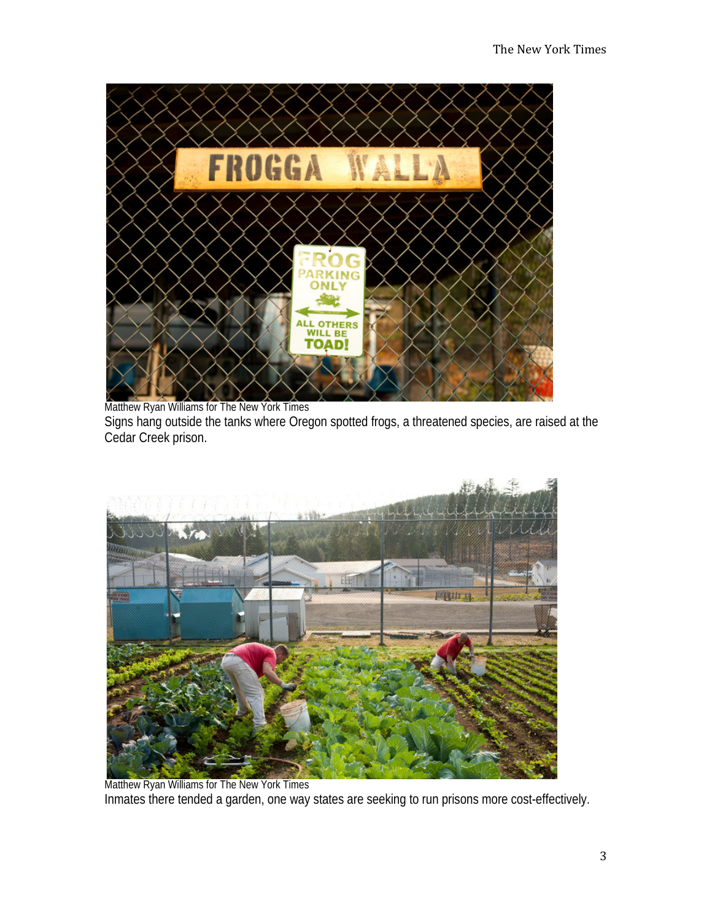Matthew Ryan Williams for The New York Times

Signs hang outside the tanks where Oregon spotted frogs, a threatened species, are raised at the Cedar Creek prison.

Matthew Ryan Williams for The New York Times

Inmates there tended a garden, one way states are seeking to run prisons more cost-effectively.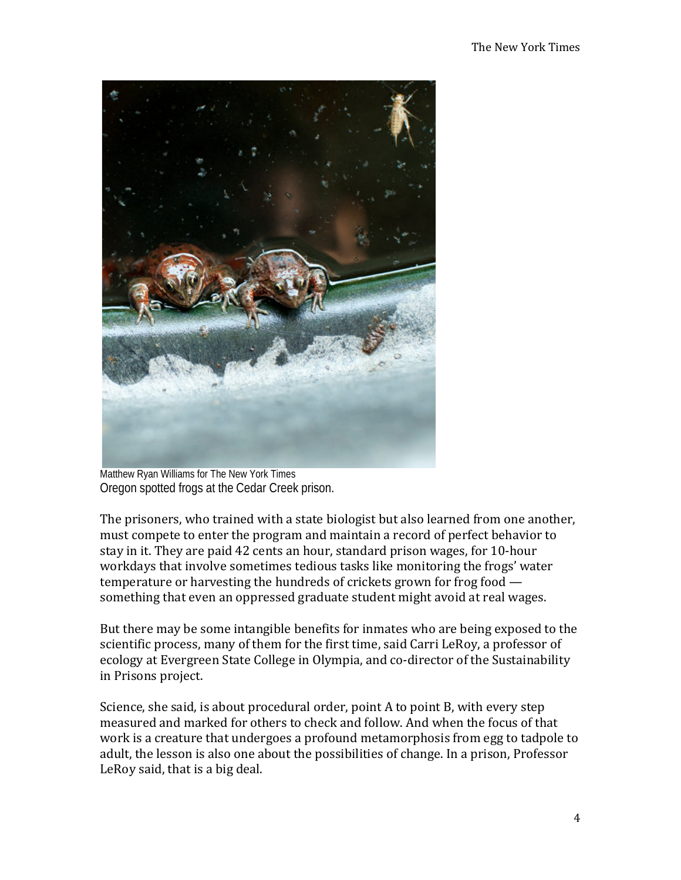Matthew Ryan Williams for The New York Times
Oregon spotted frogs at the Cedar Creek prison.

The prisoners, who trained with a state biologist but also learned from one another, must compete to enter the program and maintain a record of perfect behavior to stay in it. They are paid 42 cents an hour, standard prison wages, for 10-hour workdays that involve sometimes tedious tasks like monitoring the frogs' water temperature or harvesting the hundreds of crickets grown for frog food — something that even an oppressed graduate student might avoid at real wages.

But there may be some intangible benefits for inmates who are being exposed to the scientific process, many of them for the first time, said Carri LeRoy, a professor of ecology at Evergreen State College in Olympia, and co-director of the Sustainability in Prisons project.

Science, she said, is about procedural order, point A to point B, with every step measured and marked for others to check and follow. And when the focus of that work is a creature that undergoes a profound metamorphosis from egg to tadpole to adult, the lesson is also one about the possibilities of change. In a prison, Professor LeRoy said, that is a big deal.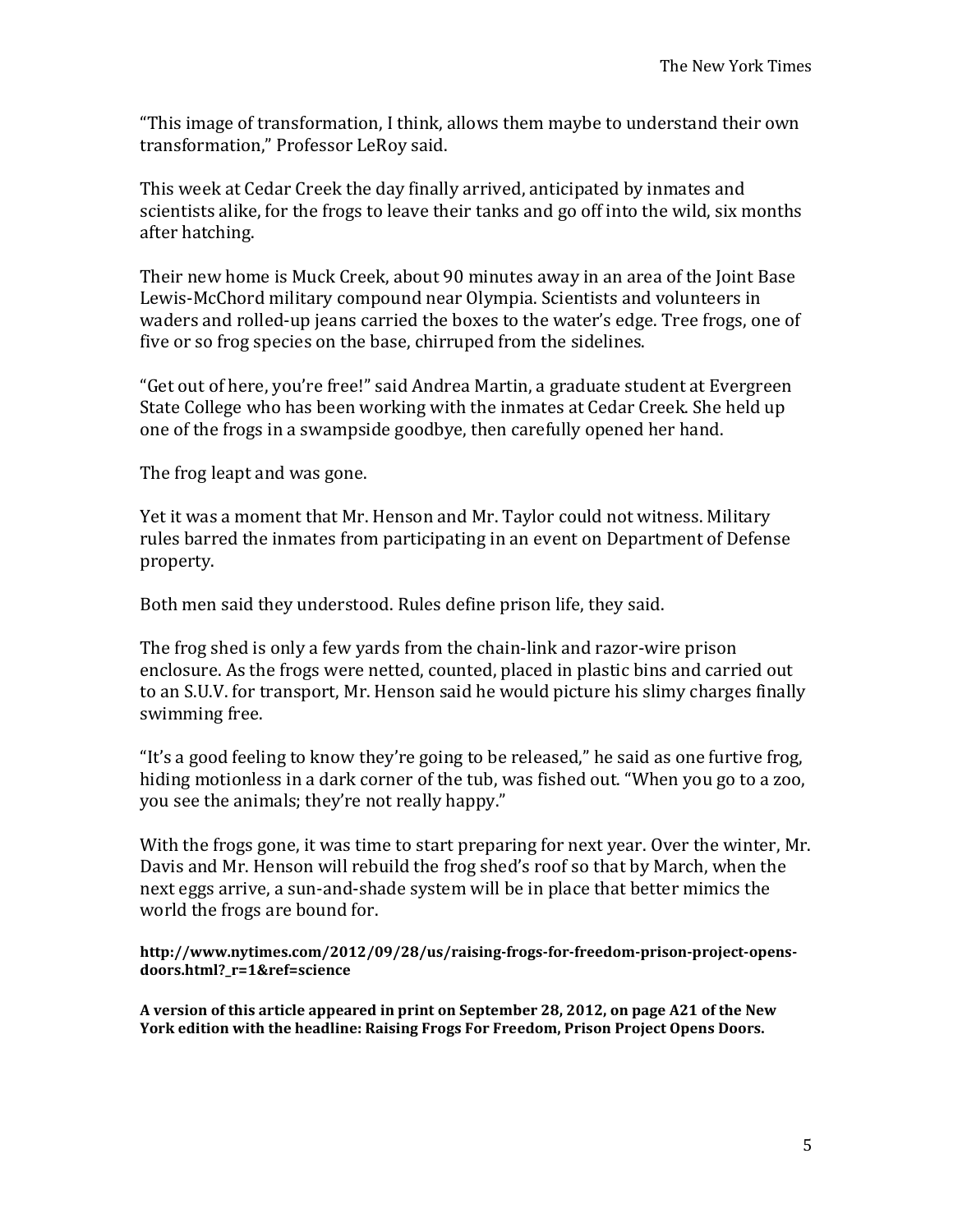"This image of transformation, I think, allows them maybe to understand their own transformation," Professor LeRoy said.

This week at Cedar Creek the day finally arrived, anticipated by inmates and scientists alike, for the frogs to leave their tanks and go off into the wild, six months after hatching.

Their new home is Muck Creek, about 90 minutes away in an area of the Joint Base Lewis-McChord military compound near Olympia. Scientists and volunteers in waders and rolled-up jeans carried the boxes to the water's edge. Tree frogs, one of five or so frog species on the base, chirruped from the sidelines.

"Get out of here, you're free!" said Andrea Martin, a graduate student at Evergreen State College who has been working with the inmates at Cedar Creek. She held up one of the frogs in a swampside goodbye, then carefully opened her hand.

The frog leapt and was gone.

Yet it was a moment that Mr. Henson and Mr. Taylor could not witness. Military rules barred the inmates from participating in an event on Department of Defense property.

Both men said they understood. Rules define prison life, they said.

The frog shed is only a few yards from the chain-link and razor-wire prison enclosure. As the frogs were netted, counted, placed in plastic bins and carried out to an S.U.V. for transport, Mr. Henson said he would picture his slimy charges finally swimming free.

"It's a good feeling to know they're going to be released," he said as one furtive frog, hiding motionless in a dark corner of the tub, was fished out. "When you go to a zoo, you see the animals; they're not really happy."

With the frogs gone, it was time to start preparing for next year. Over the winter, Mr. Davis and Mr. Henson will rebuild the frog shed's roof so that by March, when the next eggs arrive, a sun-and-shade system will be in place that better mimics the world the frogs are bound for.

**http://www.nytimes.com/2012/09/28/us/raising-frogs-for-freedom-prison-project-opens-doors.html?_r=1&ref=science**

**A version of this article appeared in print on September 28, 2012, on page A21 of the New York edition with the headline: Raising Frogs For Freedom, Prison Project Opens Doors.**